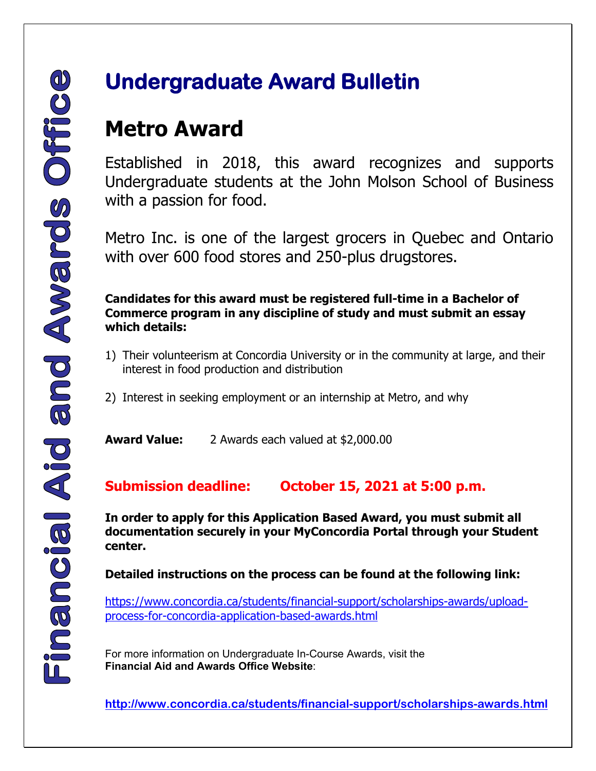Financial Aid and Awards Office

# Undergraduate Award Bulletin

## Metro Award

Established in 2018, this award recognizes and supports Undergraduate students at the John Molson School of Business with a passion for food.

Metro Inc. is one of the largest grocers in Quebec and Ontario with over 600 food stores and 250-plus drugstores.

**Candidates for this award must be registered full-time in a Bachelor of Commerce program in any discipline of study and must submit an essay which details:**

1) Their volunteerism at Concordia University or in the community at large, and their interest in food production and distribution
2) Interest in seeking employment or an internship at Metro, and why

**Award Value:** 2 Awards each valued at $2,000.00

**Submission deadline: October 15, 2021 at 5:00 p.m.**

**In order to apply for this Application Based Award, you must submit all documentation securely in your MyConcordia Portal through your Student center.**

**Detailed instructions on the process can be found at the following link:**

https://www.concordia.ca/students/financial-support/scholarships-awards/upload-process-for-concordia-application-based-awards.html

For more information on Undergraduate In-Course Awards, visit the **Financial Aid and Awards Office Website**:

**http://www.concordia.ca/students/financial-support/scholarships-awards.html**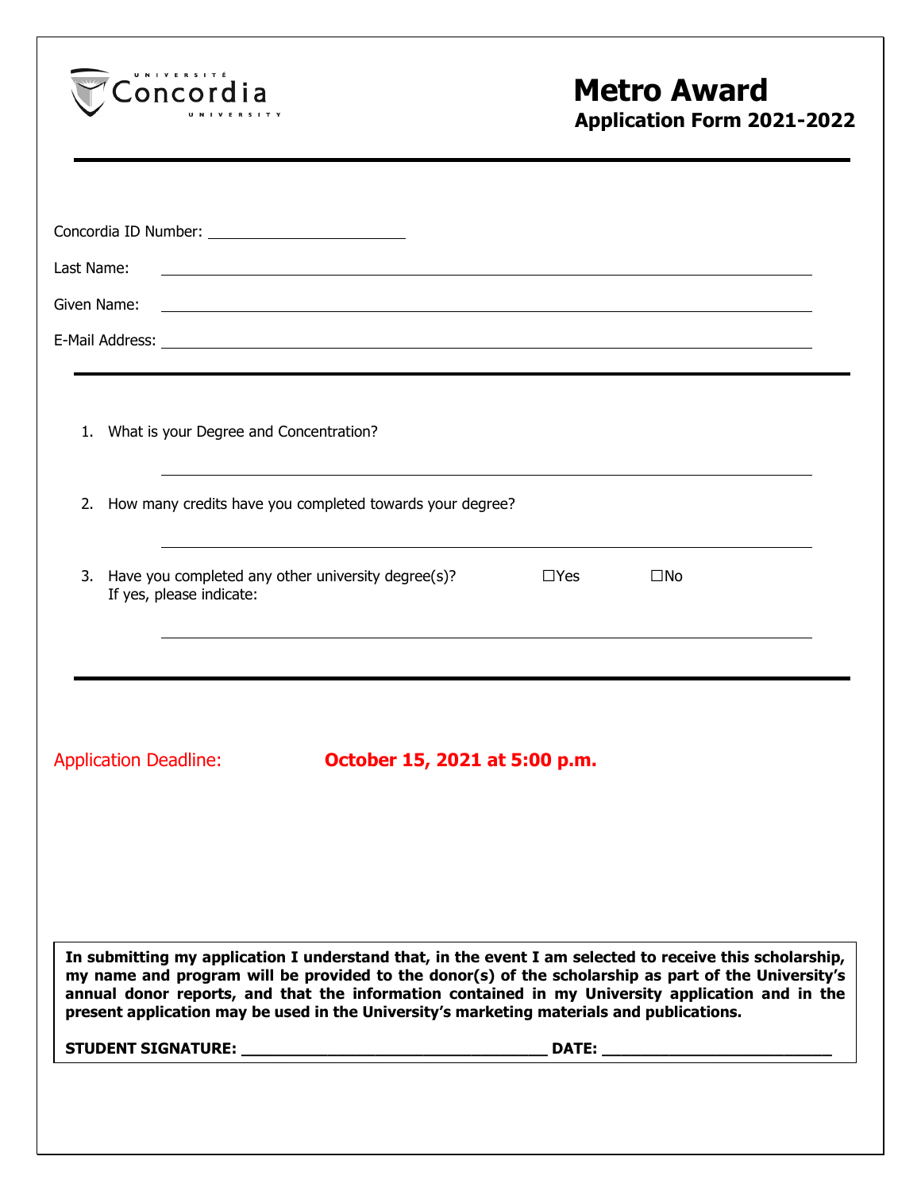Concordia University

# Metro Award

**Application Form 2021-2022**

---

Concordia ID Number: ____________________

Last Name: ____________________________________________

Given Name: ____________________________________________

E-Mail Address: ____________________________________________

---

1. What is your Degree and Concentration?

   ____________________________________________

2. How many credits have you completed towards your degree?

   ____________________________________________

3. Have you completed any other university degree(s)? ☐Yes ☐No
   If yes, please indicate:

   ____________________________________________

---

Application Deadline: **October 15, 2021 at 5:00 p.m.**

**In submitting my application I understand that, in the event I am selected to receive this scholarship, my name and program will be provided to the donor(s) of the scholarship as part of the University's annual donor reports, and that the information contained in my University application and in the present application may be used in the University's marketing materials and publications.**

**STUDENT SIGNATURE: ________________________________ DATE: ______________________**